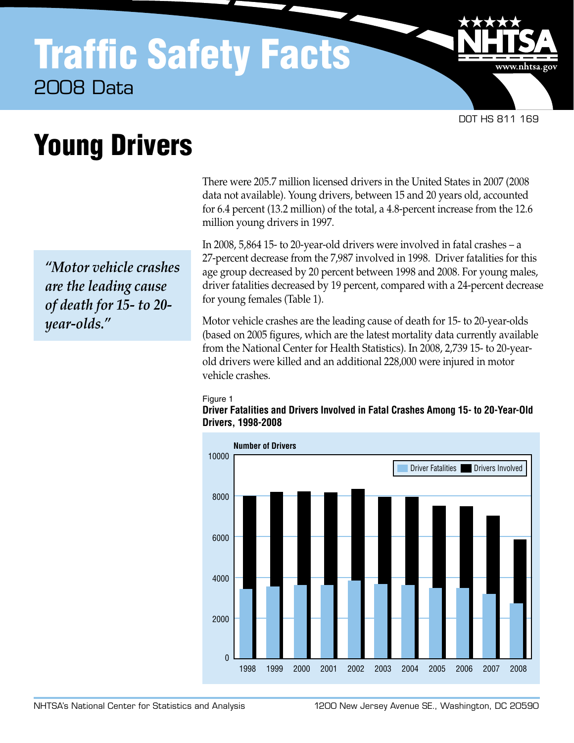# Traffic Safety Facts

2008 Data

DOT HS 811 169

# Young Drivers

There were 205.7 million licensed drivers in the United States in 2007 (2008 data not available). Young drivers, between 15 and 20 years old, accounted for 6.4 percent (13.2 million) of the total, a 4.8-percent increase from the 12.6 million young drivers in 1997.

In 2008, 5,864 15- to 20-year-old drivers were involved in fatal crashes – a 27-percent decrease from the 7,987 involved in 1998. Driver fatalities for this age group decreased by 20 percent between 1998 and 2008. For young males, driver fatalities decreased by 19 percent, compared with a 24-percent decrease for young females (Table 1).

> *"Motor vehicle crashes are the leading cause of death for 15- to 20-year-olds."*

Motor vehicle crashes are the leading cause of death for 15- to 20-year-olds (based on 2005 figures, which are the latest mortality data currently available from the National Center for Health Statistics). In 2008, 2,739 15- to 20-year-old drivers were killed and an additional 228,000 were injured in motor vehicle crashes.

Figure 1

**Driver Fatalities and Drivers Involved in Fatal Crashes Among 15- to 20-Year-Old Drivers, 1998-2008**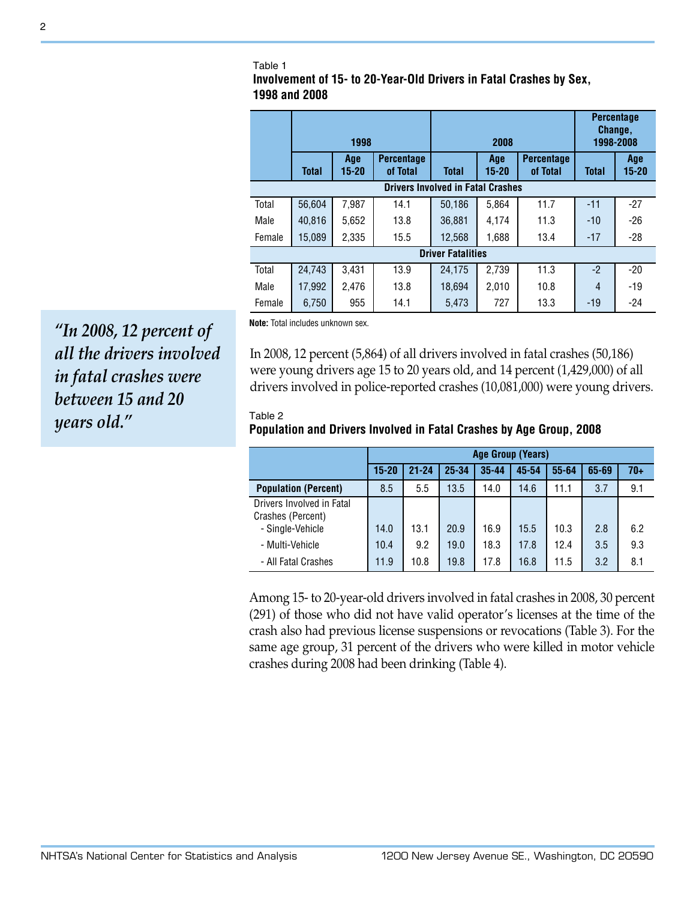Table 1

**Involvement of 15- to 20-Year-Old Drivers in Fatal Crashes by Sex, 1998 and 2008**

| | 1998 | | | 2008 | | | Percentage Change, 1998-2008 | |
|---|---|---|---|---|---|---|---|---|
| | Total | Age 15-20 | Percentage of Total | Total | Age 15-20 | Percentage of Total | Total | Age 15-20 |
| **Drivers Involved in Fatal Crashes** | | | | | | | | |
| Total | 56,604 | 7,987 | 14.1 | 50,186 | 5,864 | 11.7 | -11 | -27 |
| Male | 40,816 | 5,652 | 13.8 | 36,881 | 4,174 | 11.3 | -10 | -26 |
| Female | 15,089 | 2,335 | 15.5 | 12,568 | 1,688 | 13.4 | -17 | -28 |
| **Driver Fatalities** | | | | | | | | |
| Total | 24,743 | 3,431 | 13.9 | 24,175 | 2,739 | 11.3 | -2 | -20 |
| Male | 17,992 | 2,476 | 13.8 | 18,694 | 2,010 | 10.8 | 4 | -19 |
| Female | 6,750 | 955 | 14.1 | 5,473 | 727 | 13.3 | -19 | -24 |

**Note:** Total includes unknown sex.

*"In 2008, 12 percent of all the drivers involved in fatal crashes were between 15 and 20 years old."*

In 2008, 12 percent (5,864) of all drivers involved in fatal crashes (50,186) were young drivers age 15 to 20 years old, and 14 percent (1,429,000) of all drivers involved in police-reported crashes (10,081,000) were young drivers.

Table 2

**Population and Drivers Involved in Fatal Crashes by Age Group, 2008**

| | Age Group (Years) | | | | | | | |
|---|---|---|---|---|---|---|---|---|
| | 15-20 | 21-24 | 25-34 | 35-44 | 45-54 | 55-64 | 65-69 | 70+ |
| **Population (Percent)** | 8.5 | 5.5 | 13.5 | 14.0 | 14.6 | 11.1 | 3.7 | 9.1 |
| Drivers Involved in Fatal Crashes (Percent) | | | | | | | | |
| - Single-Vehicle | 14.0 | 13.1 | 20.9 | 16.9 | 15.5 | 10.3 | 2.8 | 6.2 |
| - Multi-Vehicle | 10.4 | 9.2 | 19.0 | 18.3 | 17.8 | 12.4 | 3.5 | 9.3 |
| - All Fatal Crashes | 11.9 | 10.8 | 19.8 | 17.8 | 16.8 | 11.5 | 3.2 | 8.1 |

Among 15- to 20-year-old drivers involved in fatal crashes in 2008, 30 percent (291) of those who did not have valid operator's licenses at the time of the crash also had previous license suspensions or revocations (Table 3). For the same age group, 31 percent of the drivers who were killed in motor vehicle crashes during 2008 had been drinking (Table 4).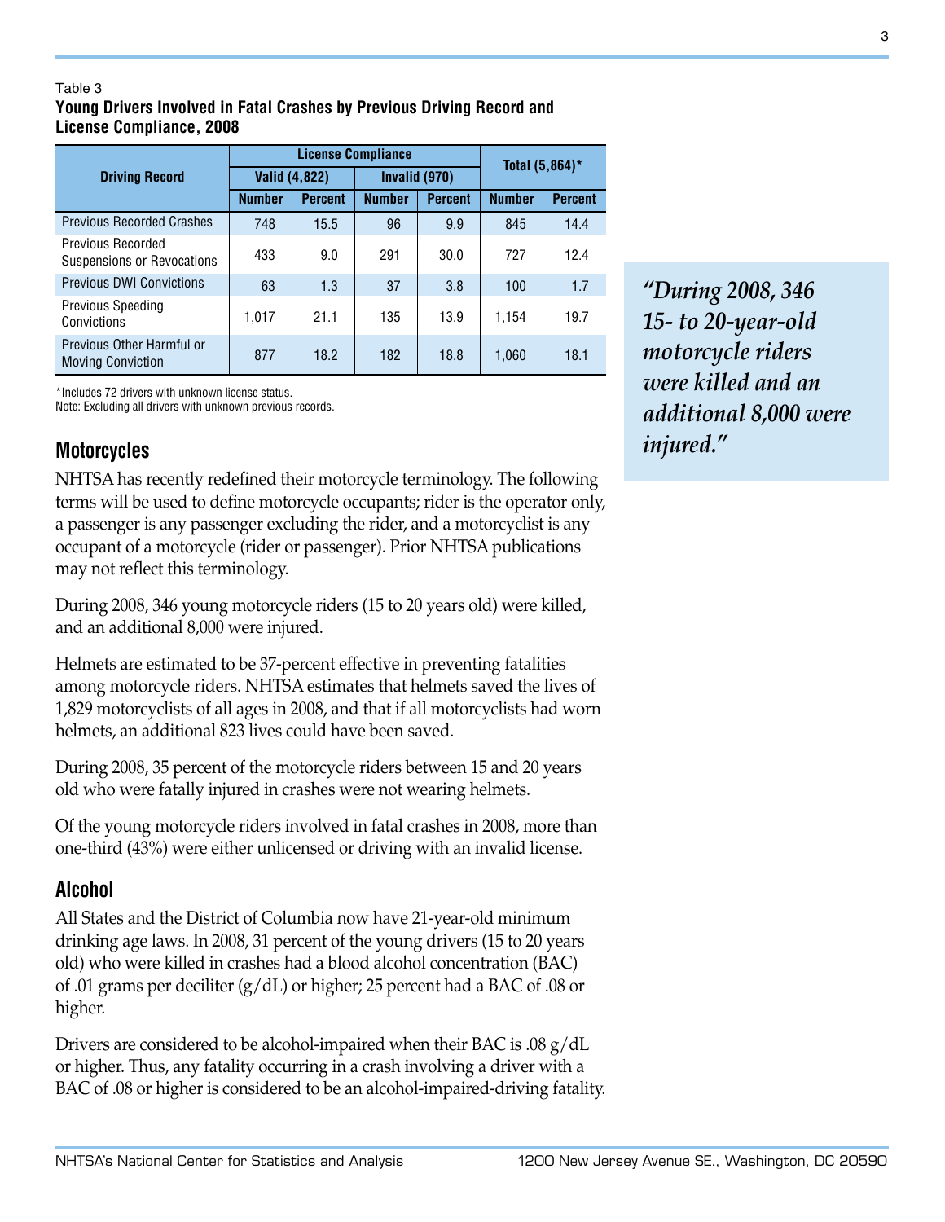Table 3
**Young Drivers Involved in Fatal Crashes by Previous Driving Record and License Compliance, 2008**

| Driving Record | License Compliance | | | | Total (5,864)* | |
|---|---|---|---|---|---|---|
| | Valid (4,822) | | Invalid (970) | | | |
| | Number | Percent | Number | Percent | Number | Percent |
| Previous Recorded Crashes | 748 | 15.5 | 96 | 9.9 | 845 | 14.4 |
| Previous Recorded Suspensions or Revocations | 433 | 9.0 | 291 | 30.0 | 727 | 12.4 |
| Previous DWI Convictions | 63 | 1.3 | 37 | 3.8 | 100 | 1.7 |
| Previous Speeding Convictions | 1,017 | 21.1 | 135 | 13.9 | 1,154 | 19.7 |
| Previous Other Harmful or Moving Conviction | 877 | 18.2 | 182 | 18.8 | 1,060 | 18.1 |

*Includes 72 drivers with unknown license status.
Note: Excluding all drivers with unknown previous records.

## Motorcycles

NHTSA has recently redefined their motorcycle terminology. The following terms will be used to define motorcycle occupants; rider is the operator only, a passenger is any passenger excluding the rider, and a motorcyclist is any occupant of a motorcycle (rider or passenger). Prior NHTSA publications may not reflect this terminology.

During 2008, 346 young motorcycle riders (15 to 20 years old) were killed, and an additional 8,000 were injured.

*"During 2008, 346 15- to 20-year-old motorcycle riders were killed and an additional 8,000 were injured."*

Helmets are estimated to be 37-percent effective in preventing fatalities among motorcycle riders. NHTSA estimates that helmets saved the lives of 1,829 motorcyclists of all ages in 2008, and that if all motorcyclists had worn helmets, an additional 823 lives could have been saved.

During 2008, 35 percent of the motorcycle riders between 15 and 20 years old who were fatally injured in crashes were not wearing helmets.

Of the young motorcycle riders involved in fatal crashes in 2008, more than one-third (43%) were either unlicensed or driving with an invalid license.

## Alcohol

All States and the District of Columbia now have 21-year-old minimum drinking age laws. In 2008, 31 percent of the young drivers (15 to 20 years old) who were killed in crashes had a blood alcohol concentration (BAC) of .01 grams per deciliter (g/dL) or higher; 25 percent had a BAC of .08 or higher.

Drivers are considered to be alcohol-impaired when their BAC is .08 g/dL or higher. Thus, any fatality occurring in a crash involving a driver with a BAC of .08 or higher is considered to be an alcohol-impaired-driving fatality.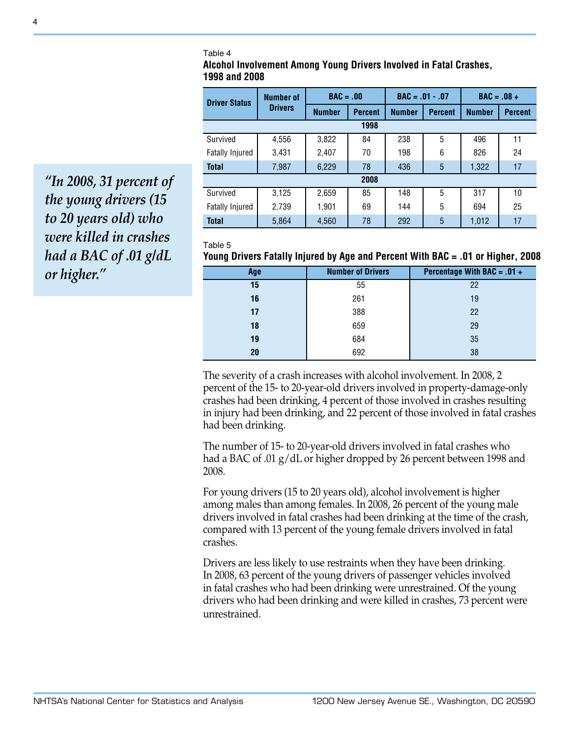Table 4

**Alcohol Involvement Among Young Drivers Involved in Fatal Crashes, 1998 and 2008**

| Driver Status | Number of Drivers | BAC = .00 | | BAC = .01 - .07 | | BAC = .08 + | |
|---|---|---|---|---|---|---|---|
| | | Number | Percent | Number | Percent | Number | Percent |
| **1998** | | | | | | | |
| Survived | 4,556 | 3,822 | 84 | 238 | 5 | 496 | 11 |
| Fatally Injured | 3,431 | 2,407 | 70 | 198 | 6 | 826 | 24 |
| **Total** | 7,987 | 6,229 | 78 | 436 | 5 | 1,322 | 17 |
| **2008** | | | | | | | |
| Survived | 3,125 | 2,659 | 85 | 148 | 5 | 317 | 10 |
| Fatally Injured | 2,739 | 1,901 | 69 | 144 | 5 | 694 | 25 |
| **Total** | 5,864 | 4,560 | 78 | 292 | 5 | 1,012 | 17 |

*"In 2008, 31 percent of the young drivers (15 to 20 years old) who were killed in crashes had a BAC of .01 g/dL or higher."*

Table 5

**Young Drivers Fatally Injured by Age and Percent With BAC = .01 or Higher, 2008**

| Age | Number of Drivers | Percentage With BAC = .01 + |
|---|---|---|
| **15** | 55 | 22 |
| **16** | 261 | 19 |
| **17** | 388 | 22 |
| **18** | 659 | 29 |
| **19** | 684 | 35 |
| **20** | 692 | 38 |

The severity of a crash increases with alcohol involvement. In 2008, 2 percent of the 15- to 20-year-old drivers involved in property-damage-only crashes had been drinking, 4 percent of those involved in crashes resulting in injury had been drinking, and 22 percent of those involved in fatal crashes had been drinking.

The number of 15- to 20-year-old drivers involved in fatal crashes who had a BAC of .01 g/dL or higher dropped by 26 percent between 1998 and 2008.

For young drivers (15 to 20 years old), alcohol involvement is higher among males than among females. In 2008, 26 percent of the young male drivers involved in fatal crashes had been drinking at the time of the crash, compared with 13 percent of the young female drivers involved in fatal crashes.

Drivers are less likely to use restraints when they have been drinking. In 2008, 63 percent of the young drivers of passenger vehicles involved in fatal crashes who had been drinking were unrestrained. Of the young drivers who had been drinking and were killed in crashes, 73 percent were unrestrained.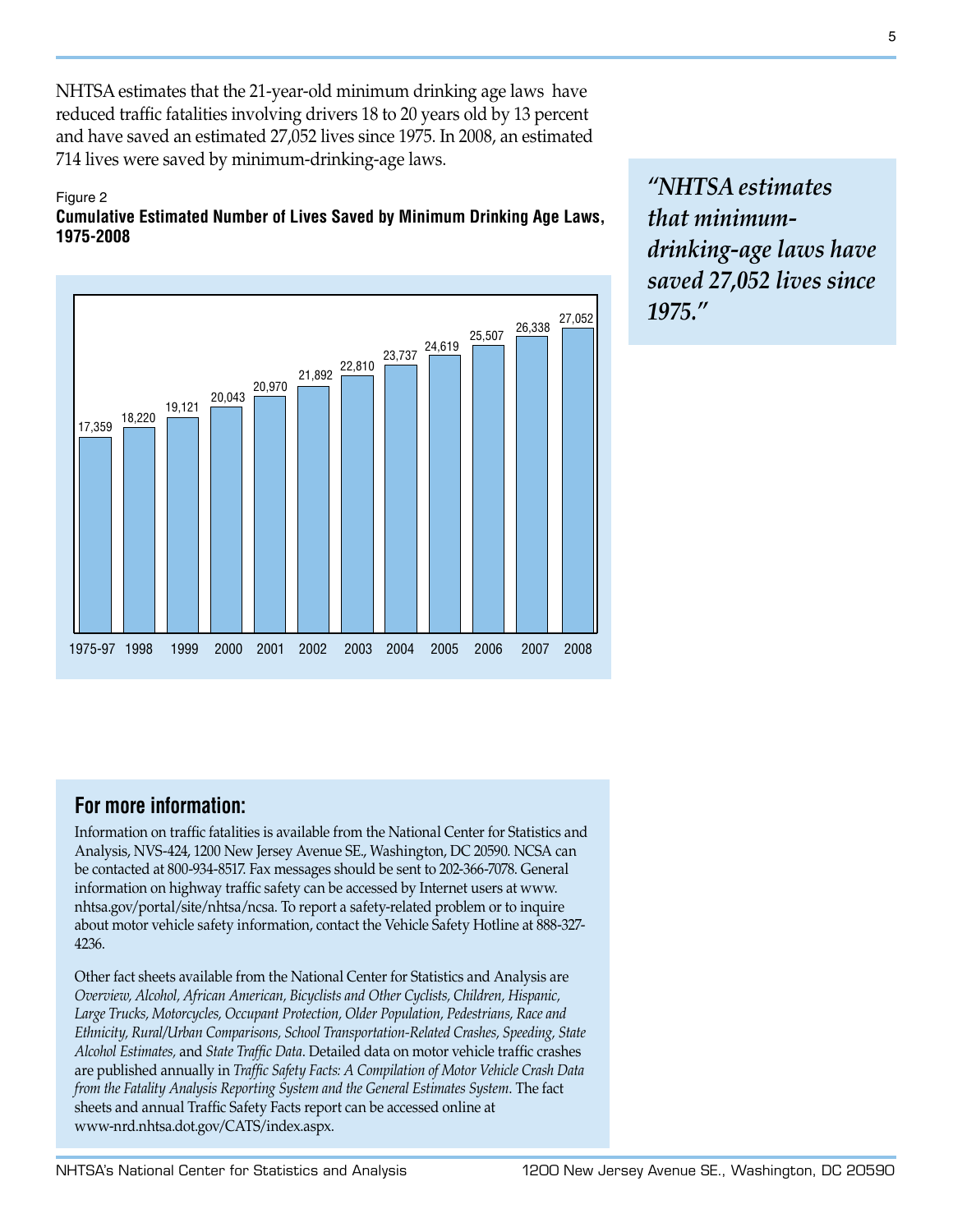NHTSA estimates that the 21-year-old minimum drinking age laws have reduced traffic fatalities involving drivers 18 to 20 years old by 13 percent and have saved an estimated 27,052 lives since 1975. In 2008, an estimated 714 lives were saved by minimum-drinking-age laws.

> *"NHTSA estimates that minimum-drinking-age laws have saved 27,052 lives since 1975."*

Figure 2

**Cumulative Estimated Number of Lives Saved by Minimum Drinking Age Laws, 1975-2008**

| Year | Lives Saved (Cumulative) |
|---|---|
| 1975-97 | 17,359 |
| 1998 | 18,220 |
| 1999 | 19,121 |
| 2000 | 20,043 |
| 2001 | 20,970 |
| 2002 | 21,892 |
| 2003 | 22,810 |
| 2004 | 23,737 |
| 2005 | 24,619 |
| 2006 | 25,507 |
| 2007 | 26,338 |
| 2008 | 27,052 |

## For more information:

Information on traffic fatalities is available from the National Center for Statistics and Analysis, NVS-424, 1200 New Jersey Avenue SE., Washington, DC 20590. NCSA can be contacted at 800-934-8517. Fax messages should be sent to 202-366-7078. General information on highway traffic safety can be accessed by Internet users at www.nhtsa.gov/portal/site/nhtsa/ncsa. To report a safety-related problem or to inquire about motor vehicle safety information, contact the Vehicle Safety Hotline at 888-327-4236.

Other fact sheets available from the National Center for Statistics and Analysis are *Overview, Alcohol, African American, Bicyclists and Other Cyclists, Children, Hispanic, Large Trucks, Motorcycles, Occupant Protection, Older Population, Pedestrians, Race and Ethnicity, Rural/Urban Comparisons, School Transportation-Related Crashes, Speeding, State Alcohol Estimates,* and *State Traffic Data*. Detailed data on motor vehicle traffic crashes are published annually in *Traffic Safety Facts: A Compilation of Motor Vehicle Crash Data from the Fatality Analysis Reporting System and the General Estimates System*. The fact sheets and annual Traffic Safety Facts report can be accessed online at www-nrd.nhtsa.dot.gov/CATS/index.aspx.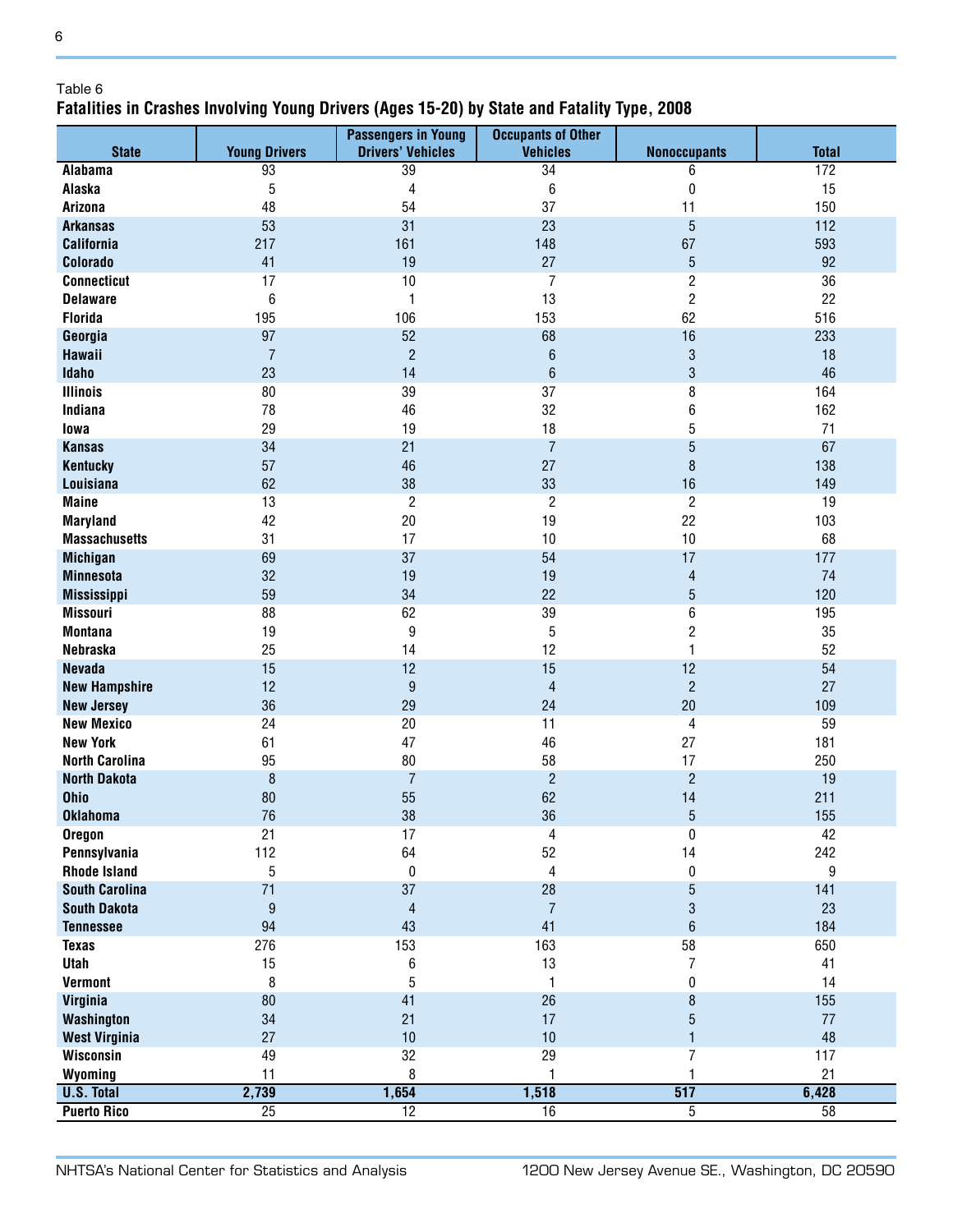Table 6

**Fatalities in Crashes Involving Young Drivers (Ages 15-20) by State and Fatality Type, 2008**

| State | Young Drivers | Passengers in Young Drivers' Vehicles | Occupants of Other Vehicles | Nonoccupants | Total |
|---|---|---|---|---|---|
| **Alabama** | 93 | 39 | 34 | 6 | 172 |
| **Alaska** | 5 | 4 | 6 | 0 | 15 |
| **Arizona** | 48 | 54 | 37 | 11 | 150 |
| **Arkansas** | 53 | 31 | 23 | 5 | 112 |
| **California** | 217 | 161 | 148 | 67 | 593 |
| **Colorado** | 41 | 19 | 27 | 5 | 92 |
| **Connecticut** | 17 | 10 | 7 | 2 | 36 |
| **Delaware** | 6 | 1 | 13 | 2 | 22 |
| **Florida** | 195 | 106 | 153 | 62 | 516 |
| **Georgia** | 97 | 52 | 68 | 16 | 233 |
| **Hawaii** | 7 | 2 | 6 | 3 | 18 |
| **Idaho** | 23 | 14 | 6 | 3 | 46 |
| **Illinois** | 80 | 39 | 37 | 8 | 164 |
| **Indiana** | 78 | 46 | 32 | 6 | 162 |
| **Iowa** | 29 | 19 | 18 | 5 | 71 |
| **Kansas** | 34 | 21 | 7 | 5 | 67 |
| **Kentucky** | 57 | 46 | 27 | 8 | 138 |
| **Louisiana** | 62 | 38 | 33 | 16 | 149 |
| **Maine** | 13 | 2 | 2 | 2 | 19 |
| **Maryland** | 42 | 20 | 19 | 22 | 103 |
| **Massachusetts** | 31 | 17 | 10 | 10 | 68 |
| **Michigan** | 69 | 37 | 54 | 17 | 177 |
| **Minnesota** | 32 | 19 | 19 | 4 | 74 |
| **Mississippi** | 59 | 34 | 22 | 5 | 120 |
| **Missouri** | 88 | 62 | 39 | 6 | 195 |
| **Montana** | 19 | 9 | 5 | 2 | 35 |
| **Nebraska** | 25 | 14 | 12 | 1 | 52 |
| **Nevada** | 15 | 12 | 15 | 12 | 54 |
| **New Hampshire** | 12 | 9 | 4 | 2 | 27 |
| **New Jersey** | 36 | 29 | 24 | 20 | 109 |
| **New Mexico** | 24 | 20 | 11 | 4 | 59 |
| **New York** | 61 | 47 | 46 | 27 | 181 |
| **North Carolina** | 95 | 80 | 58 | 17 | 250 |
| **North Dakota** | 8 | 7 | 2 | 2 | 19 |
| **Ohio** | 80 | 55 | 62 | 14 | 211 |
| **Oklahoma** | 76 | 38 | 36 | 5 | 155 |
| **Oregon** | 21 | 17 | 4 | 0 | 42 |
| **Pennsylvania** | 112 | 64 | 52 | 14 | 242 |
| **Rhode Island** | 5 | 0 | 4 | 0 | 9 |
| **South Carolina** | 71 | 37 | 28 | 5 | 141 |
| **South Dakota** | 9 | 4 | 7 | 3 | 23 |
| **Tennessee** | 94 | 43 | 41 | 6 | 184 |
| **Texas** | 276 | 153 | 163 | 58 | 650 |
| **Utah** | 15 | 6 | 13 | 7 | 41 |
| **Vermont** | 8 | 5 | 1 | 0 | 14 |
| **Virginia** | 80 | 41 | 26 | 8 | 155 |
| **Washington** | 34 | 21 | 17 | 5 | 77 |
| **West Virginia** | 27 | 10 | 10 | 1 | 48 |
| **Wisconsin** | 49 | 32 | 29 | 7 | 117 |
| **Wyoming** | 11 | 8 | 1 | 1 | 21 |
| **U.S. Total** | **2,739** | **1,654** | **1,518** | **517** | **6,428** |
| **Puerto Rico** | 25 | 12 | 16 | 5 | 58 |